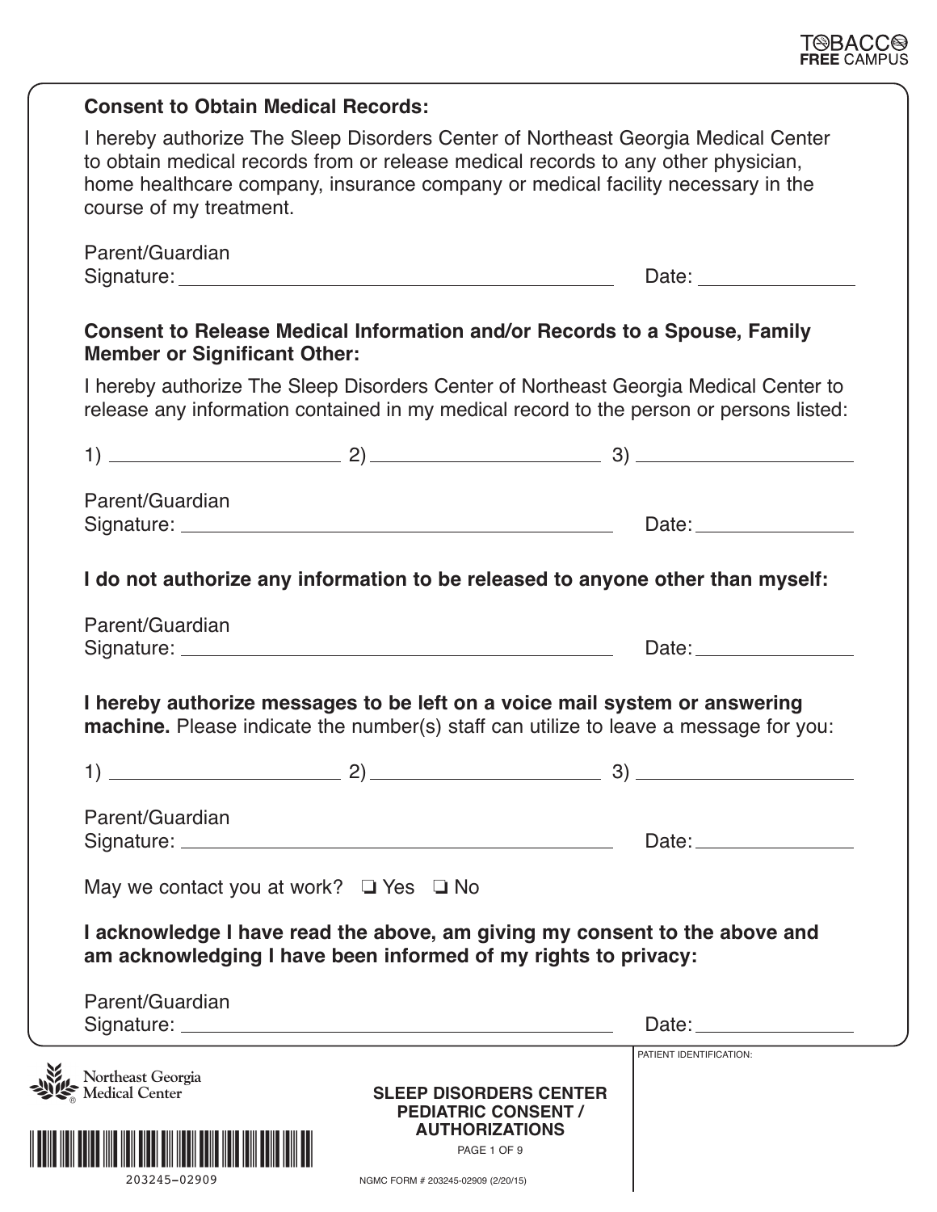**Consent to Obtain Medical Records:**

I hereby authorize The Sleep Disorders Center of Northeast Georgia Medical Center to obtain medical records from or release medical records to any other physician, home healthcare company, insurance company or medical facility necessary in the course of my treatment.

Parent/Guardian Signature: ______________________________ Date: ____________

**Consent to Release Medical Information and/or Records to a Spouse, Family Member or Significant Other:**

I hereby authorize The Sleep Disorders Center of Northeast Georgia Medical Center to release any information contained in my medical record to the person or persons listed:

1) ____________________ 2) ____________________ 3) ____________________

Parent/Guardian Signature: ______________________________ Date: ____________

**I do not authorize any information to be released to anyone other than myself:**

Parent/Guardian Signature: ______________________________ Date: ____________

**I hereby authorize messages to be left on a voice mail system or answering machine.** Please indicate the number(s) staff can utilize to leave a message for you:

1) ____________________ 2) ____________________ 3) ____________________

Parent/Guardian Signature: ______________________________ Date: ____________

May we contact you at work? ❑ Yes ❑ No

**I acknowledge I have read the above, am giving my consent to the above and am acknowledging I have been informed of my rights to privacy:**

Parent/Guardian Signature: ______________________________ Date: ____________

Northeast Georgia Medical Center

203245–02909

**SLEEP DISORDERS CENTER PEDIATRIC CONSENT / AUTHORIZATIONS**

NGMC FORM # 203245-02909 (2/20/15)

PATIENT IDENTIFICATION: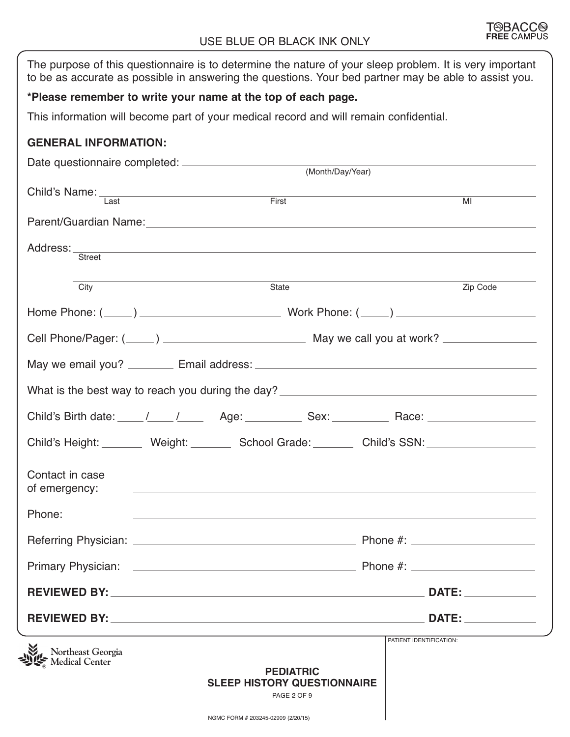USE BLUE OR BLACK INK ONLY

TOBACCO FREE CAMPUS

The purpose of this questionnaire is to determine the nature of your sleep problem. It is very important to be as accurate as possible in answering the questions. Your bed partner may be able to assist you.

**\*Please remember to write your name at the top of each page.**

This information will become part of your medical record and will remain confidential.

**GENERAL INFORMATION:**

Date questionnaire completed: ______________________________
(Month/Day/Year)

Child's Name: ______________________________
Last First MI

Parent/Guardian Name: ______________________________

Address: ______________________________
Street

______________________________
City State Zip Code

Home Phone: (\_\_\_\_\_) ______________ Work Phone: (\_\_\_\_\_) ______________

Cell Phone/Pager: (\_\_\_\_\_) ______________ May we call you at work? ______________

May we email you? ________ Email address: ______________________________

What is the best way to reach you during the day? ______________________________

Child's Birth date: \_\_\_\_/\_\_\_\_/\_\_\_\_ Age: ________ Sex: ________ Race: ______________

Child's Height: _______ Weight: _______ School Grade: _______ Child's SSN: ______________

Contact in case of emergency: ______________________________

Phone: ______________________________

Referring Physician: ______________________________ Phone #: ______________

Primary Physician: ______________________________ Phone #: ______________

**REVIEWED BY:** ______________________________ **DATE:** __________

**REVIEWED BY:** ______________________________ **DATE:** __________

Northeast Georgia Medical Center

**PEDIATRIC SLEEP HISTORY QUESTIONNAIRE**

PATIENT IDENTIFICATION:

NGMC FORM # 203245-02909 (2/20/15)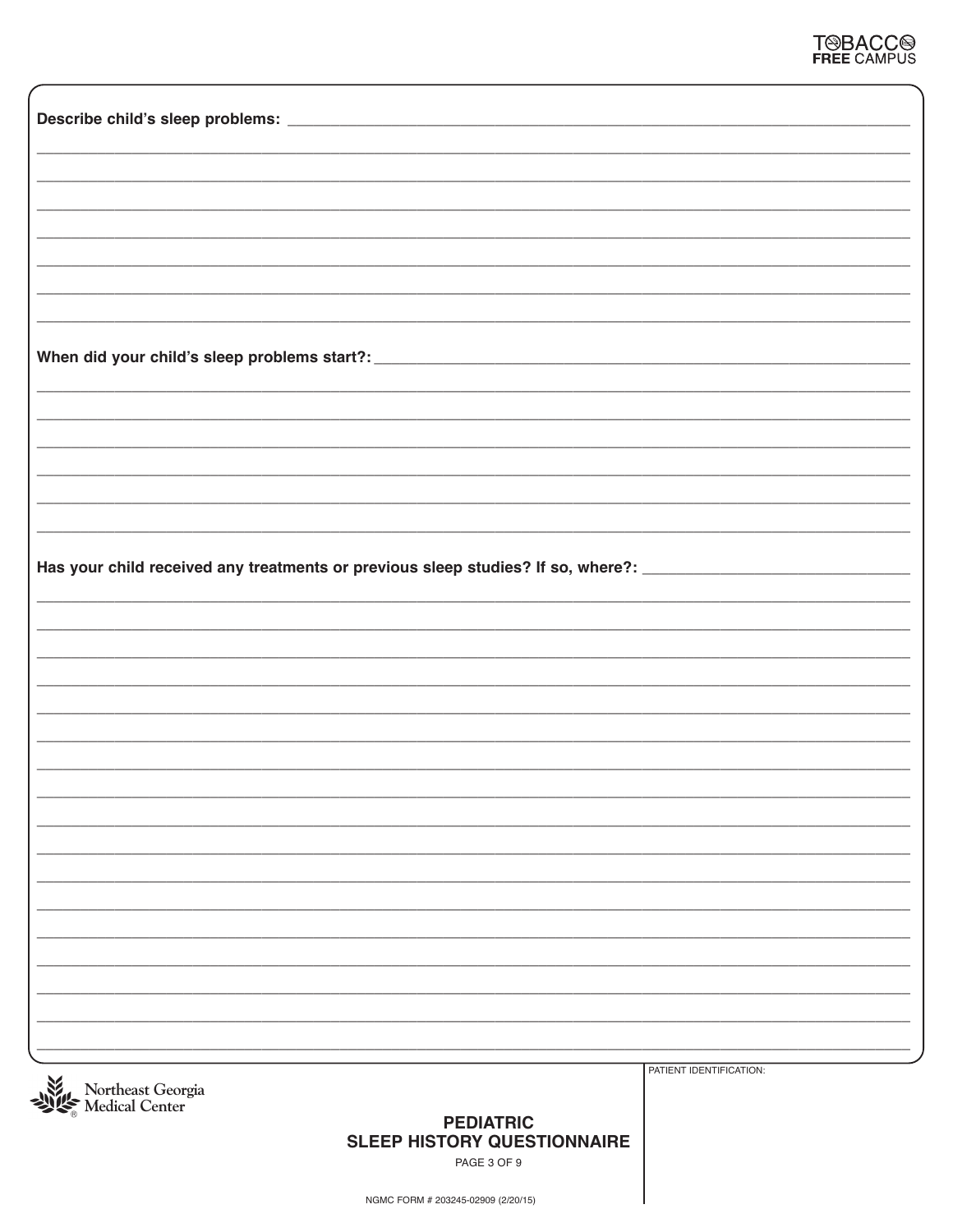**Describe child's sleep problems:** ______________________________________________

______________________________________________

______________________________________________

______________________________________________

______________________________________________

______________________________________________

______________________________________________

______________________________________________

**When did your child's sleep problems start?:** ______________________________________________

______________________________________________

______________________________________________

______________________________________________

______________________________________________

______________________________________________

______________________________________________

**Has your child received any treatments or previous sleep studies? If so, where?:** ______________________________________________

______________________________________________

______________________________________________

______________________________________________

______________________________________________

______________________________________________

______________________________________________

______________________________________________

______________________________________________

______________________________________________

______________________________________________

______________________________________________

______________________________________________

______________________________________________

______________________________________________

______________________________________________

______________________________________________

______________________________________________

Northeast Georgia Medical Center

PATIENT IDENTIFICATION:

**PEDIATRIC SLEEP HISTORY QUESTIONNAIRE**

NGMC FORM # 203245-02909 (2/20/15)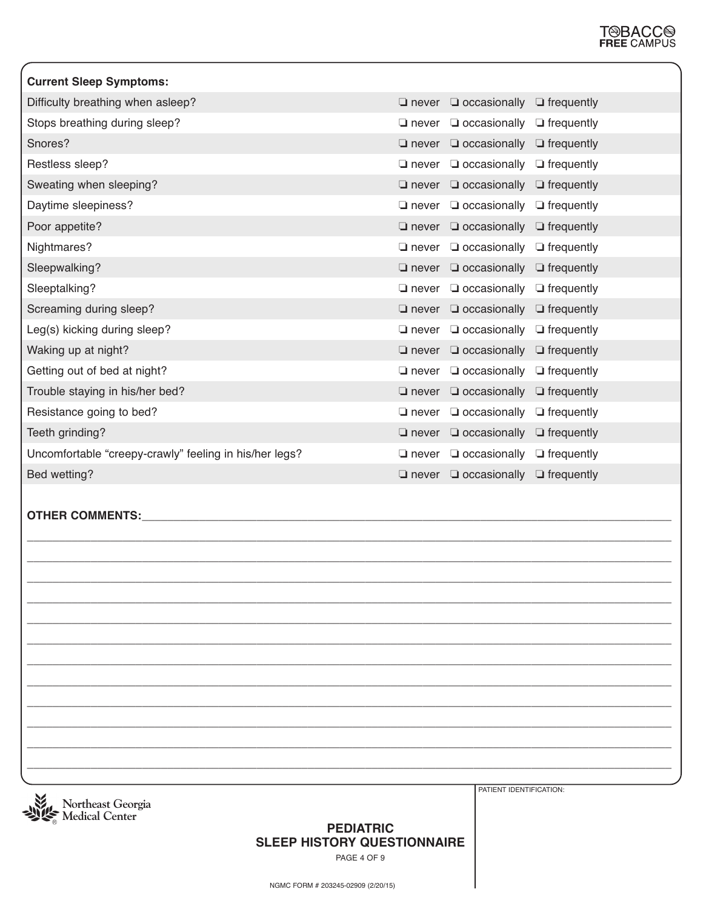**Current Sleep Symptoms:**

| Symptom | | | |
|---|---|---|---|
| Difficulty breathing when asleep? | ❏ never | ❏ occasionally | ❏ frequently |
| Stops breathing during sleep? | ❏ never | ❏ occasionally | ❏ frequently |
| Snores? | ❏ never | ❏ occasionally | ❏ frequently |
| Restless sleep? | ❏ never | ❏ occasionally | ❏ frequently |
| Sweating when sleeping? | ❏ never | ❏ occasionally | ❏ frequently |
| Daytime sleepiness? | ❏ never | ❏ occasionally | ❏ frequently |
| Poor appetite? | ❏ never | ❏ occasionally | ❏ frequently |
| Nightmares? | ❏ never | ❏ occasionally | ❏ frequently |
| Sleepwalking? | ❏ never | ❏ occasionally | ❏ frequently |
| Sleeptalking? | ❏ never | ❏ occasionally | ❏ frequently |
| Screaming during sleep? | ❏ never | ❏ occasionally | ❏ frequently |
| Leg(s) kicking during sleep? | ❏ never | ❏ occasionally | ❏ frequently |
| Waking up at night? | ❏ never | ❏ occasionally | ❏ frequently |
| Getting out of bed at night? | ❏ never | ❏ occasionally | ❏ frequently |
| Trouble staying in his/her bed? | ❏ never | ❏ occasionally | ❏ frequently |
| Resistance going to bed? | ❏ never | ❏ occasionally | ❏ frequently |
| Teeth grinding? | ❏ never | ❏ occasionally | ❏ frequently |
| Uncomfortable "creepy-crawly" feeling in his/her legs? | ❏ never | ❏ occasionally | ❏ frequently |
| Bed wetting? | ❏ never | ❏ occasionally | ❏ frequently |

**OTHER COMMENTS:**______________________________________________________________________________

__________________________________________________________________________________________

__________________________________________________________________________________________

__________________________________________________________________________________________

__________________________________________________________________________________________

__________________________________________________________________________________________

__________________________________________________________________________________________

__________________________________________________________________________________________

__________________________________________________________________________________________

__________________________________________________________________________________________

__________________________________________________________________________________________

__________________________________________________________________________________________

__________________________________________________________________________________________

Northeast Georgia Medical Center

**PEDIATRIC SLEEP HISTORY QUESTIONNAIRE**

PATIENT IDENTIFICATION:

NGMC FORM # 203245-02909 (2/20/15)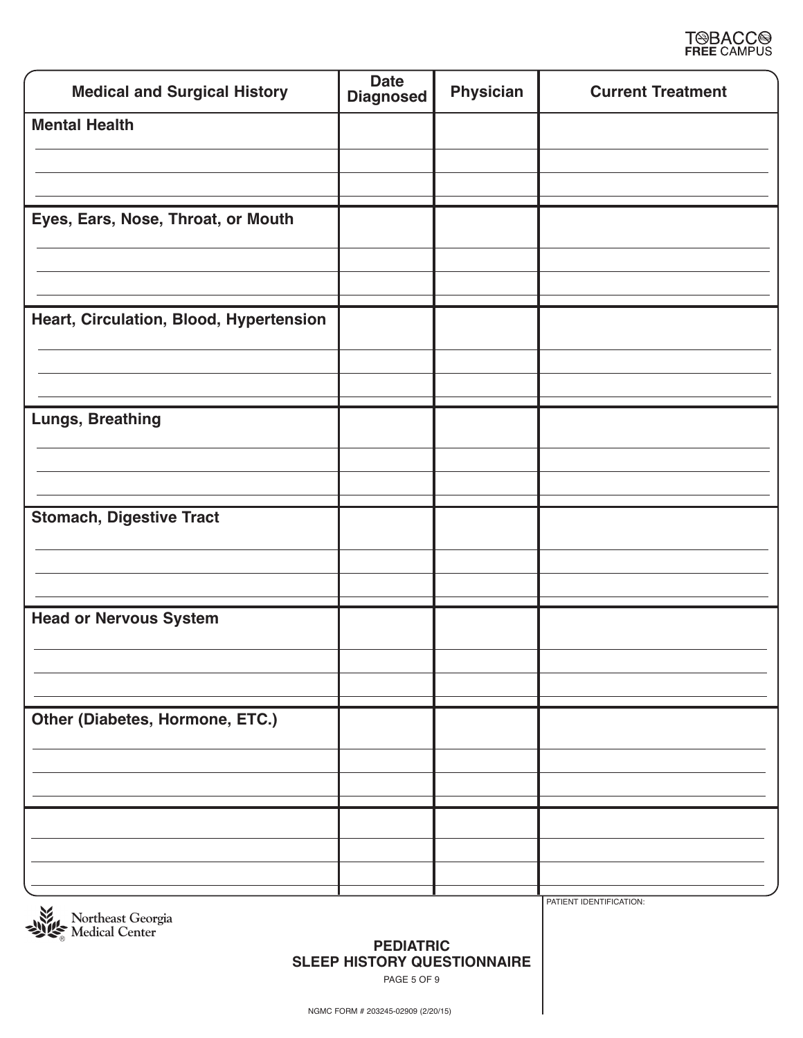TOBACCO FREE CAMPUS

| Medical and Surgical History | Date Diagnosed | Physician | Current Treatment |
|---|---|---|---|
| **Mental Health** | | | |
| | | | |
| | | | |
| **Eyes, Ears, Nose, Throat, or Mouth** | | | |
| | | | |
| | | | |
| **Heart, Circulation, Blood, Hypertension** | | | |
| | | | |
| | | | |
| **Lungs, Breathing** | | | |
| | | | |
| | | | |
| **Stomach, Digestive Tract** | | | |
| | | | |
| | | | |
| **Head or Nervous System** | | | |
| | | | |
| | | | |
| **Other (Diabetes, Hormone, ETC.)** | | | |
| | | | |
| | | | |
| | | | |
| | | | |
| | | | |

Northeast Georgia Medical Center

PATIENT IDENTIFICATION:

**PEDIATRIC SLEEP HISTORY QUESTIONNAIRE**

NGMC FORM # 203245-02909 (2/20/15)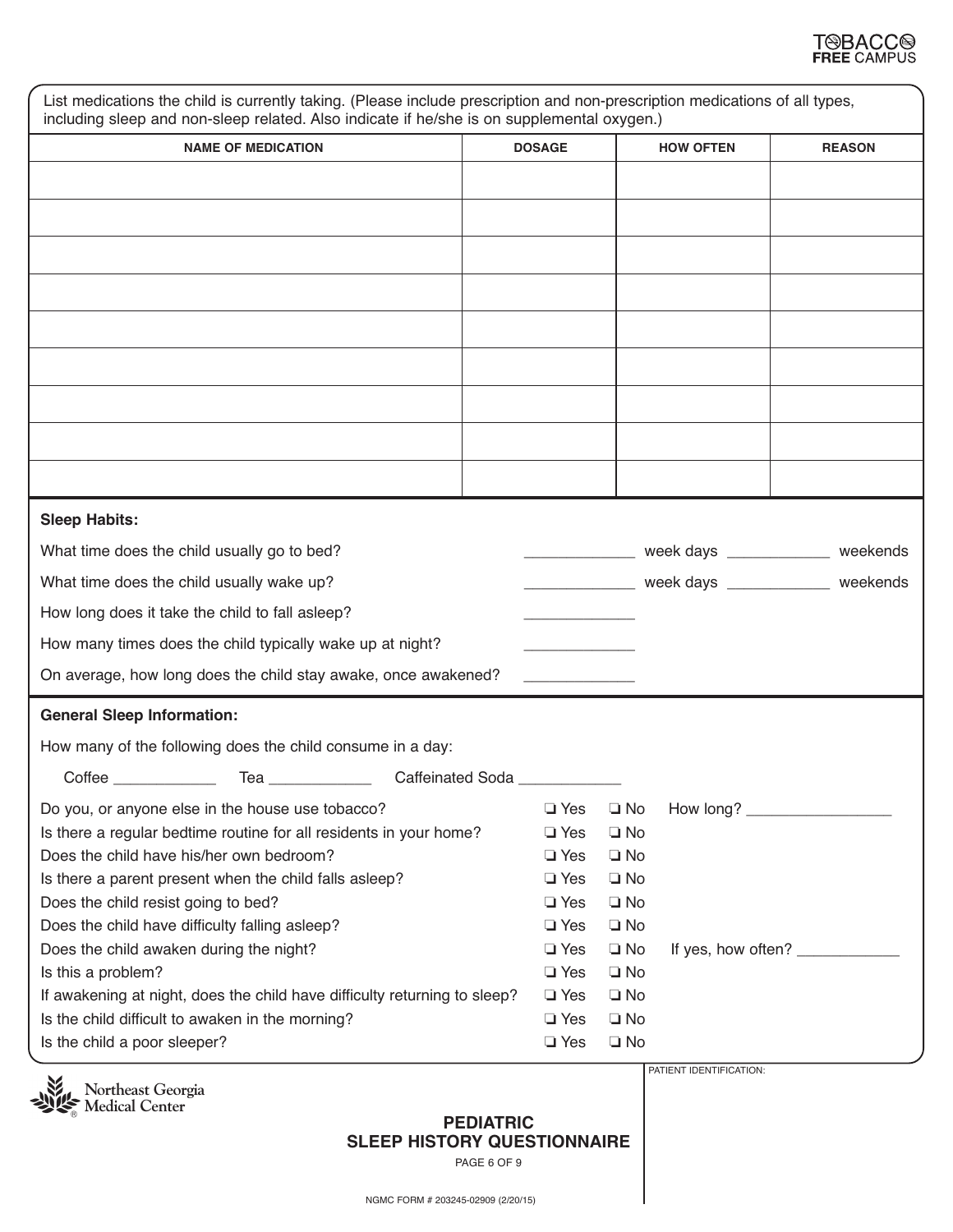TOBACCO FREE CAMPUS

List medications the child is currently taking. (Please include prescription and non-prescription medications of all types, including sleep and non-sleep related. Also indicate if he/she is on supplemental oxygen.)

| NAME OF MEDICATION | DOSAGE | HOW OFTEN | REASON |
|---|---|---|---|
| | | | |
| | | | |
| | | | |
| | | | |
| | | | |
| | | | |
| | | | |
| | | | |
| | | | |

**Sleep Habits:**

What time does the child usually go to bed? ____________ week days ____________ weekends

What time does the child usually wake up? ____________ week days ____________ weekends

How long does it take the child to fall asleep? ____________

How many times does the child typically wake up at night? ____________

On average, how long does the child stay awake, once awakened? ____________

**General Sleep Information:**

How many of the following does the child consume in a day:

Coffee ____________ Tea ____________ Caffeinated Soda ____________

Do you, or anyone else in the house use tobacco? ❑ Yes ❑ No How long? ________________

Is there a regular bedtime routine for all residents in your home? ❑ Yes ❑ No

Does the child have his/her own bedroom? ❑ Yes ❑ No

Is there a parent present when the child falls asleep? ❑ Yes ❑ No

Does the child resist going to bed? ❑ Yes ❑ No

Does the child have difficulty falling asleep? ❑ Yes ❑ No

Does the child awaken during the night? ❑ Yes ❑ No If yes, how often? ____________

Is this a problem? ❑ Yes ❑ No

If awakening at night, does the child have difficulty returning to sleep? ❑ Yes ❑ No

Is the child difficult to awaken in the morning? ❑ Yes ❑ No

Is the child a poor sleeper? ❑ Yes ❑ No

PATIENT IDENTIFICATION:

Northeast Georgia Medical Center

**PEDIATRIC SLEEP HISTORY QUESTIONNAIRE**

NGMC FORM # 203245-02909 (2/20/15)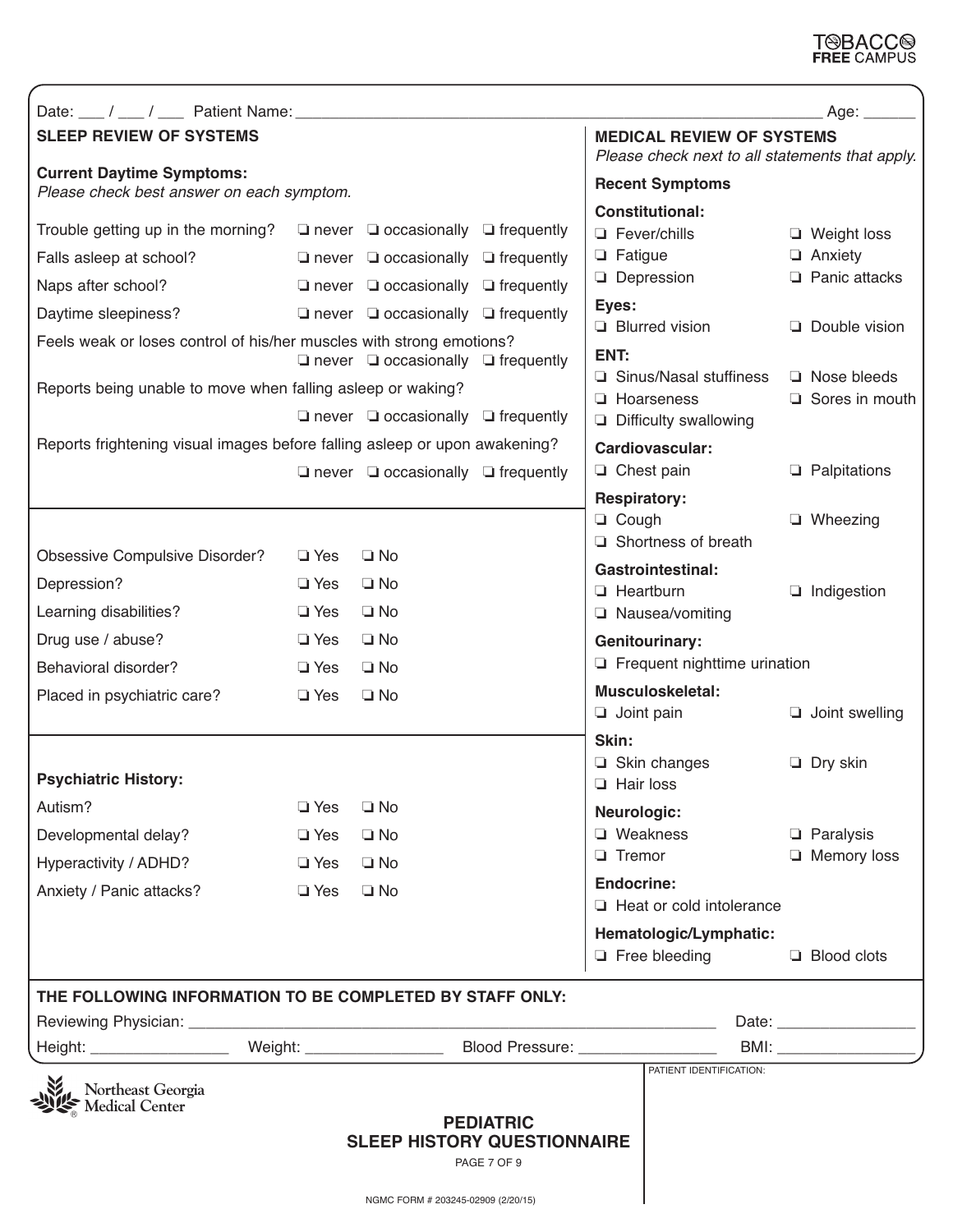TOBACCO FREE CAMPUS

Date: ___ / ___ / ___ Patient Name: ______________________________ Age: ______

## SLEEP REVIEW OF SYSTEMS

**Current Daytime Symptoms:**
*Please check best answer on each symptom.*

| Symptom | | | |
|---|---|---|---|
| Trouble getting up in the morning? | ❑ never | ❑ occasionally | ❑ frequently |
| Falls asleep at school? | ❑ never | ❑ occasionally | ❑ frequently |
| Naps after school? | ❑ never | ❑ occasionally | ❑ frequently |
| Daytime sleepiness? | ❑ never | ❑ occasionally | ❑ frequently |
| Feels weak or loses control of his/her muscles with strong emotions? | ❑ never | ❑ occasionally | ❑ frequently |
| Reports being unable to move when falling asleep or waking? | ❑ never | ❑ occasionally | ❑ frequently |
| Reports frightening visual images before falling asleep or upon awakening? | ❑ never | ❑ occasionally | ❑ frequently |

| | | |
|---|---|---|
| Obsessive Compulsive Disorder? | ❑ Yes | ❑ No |
| Depression? | ❑ Yes | ❑ No |
| Learning disabilities? | ❑ Yes | ❑ No |
| Drug use / abuse? | ❑ Yes | ❑ No |
| Behavioral disorder? | ❑ Yes | ❑ No |
| Placed in psychiatric care? | ❑ Yes | ❑ No |

**Psychiatric History:**

| | | |
|---|---|---|
| Autism? | ❑ Yes | ❑ No |
| Developmental delay? | ❑ Yes | ❑ No |
| Hyperactivity / ADHD? | ❑ Yes | ❑ No |
| Anxiety / Panic attacks? | ❑ Yes | ❑ No |

## MEDICAL REVIEW OF SYSTEMS

*Please check next to all statements that apply.*

**Recent Symptoms**

**Constitutional:**
- ❑ Fever/chills
- ❑ Weight loss
- ❑ Fatigue
- ❑ Anxiety
- ❑ Depression
- ❑ Panic attacks

**Eyes:**
- ❑ Blurred vision
- ❑ Double vision

**ENT:**
- ❑ Sinus/Nasal stuffiness
- ❑ Nose bleeds
- ❑ Hoarseness
- ❑ Sores in mouth
- ❑ Difficulty swallowing

**Cardiovascular:**
- ❑ Chest pain
- ❑ Palpitations

**Respiratory:**
- ❑ Cough
- ❑ Wheezing
- ❑ Shortness of breath

**Gastrointestinal:**
- ❑ Heartburn
- ❑ Indigestion
- ❑ Nausea/vomiting

**Genitourinary:**
- ❑ Frequent nighttime urination

**Musculoskeletal:**
- ❑ Joint pain
- ❑ Joint swelling

**Skin:**
- ❑ Skin changes
- ❑ Dry skin
- ❑ Hair loss

**Neurologic:**
- ❑ Weakness
- ❑ Paralysis
- ❑ Tremor
- ❑ Memory loss

**Endocrine:**
- ❑ Heat or cold intolerance

**Hematologic/Lymphatic:**
- ❑ Free bleeding
- ❑ Blood clots

## THE FOLLOWING INFORMATION TO BE COMPLETED BY STAFF ONLY:

Reviewing Physician: ______________________________ Date: ________________

Height: ________________ Weight: ________________ Blood Pressure: ________________ BMI: ________________

PATIENT IDENTIFICATION:

Northeast Georgia Medical Center

**PEDIATRIC SLEEP HISTORY QUESTIONNAIRE**

NGMC FORM # 203245-02909 (2/20/15)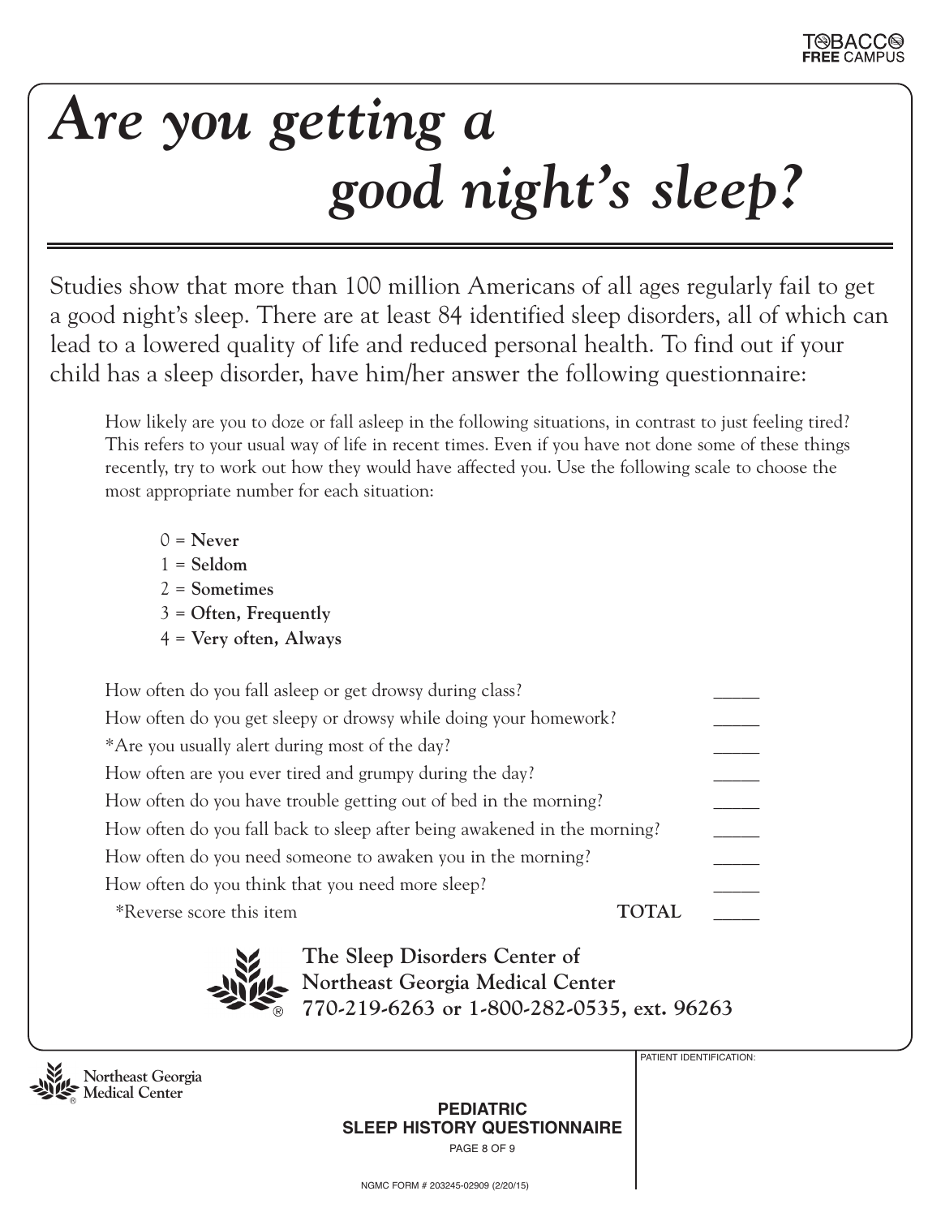# *Are you getting a good night's sleep?*

Studies show that more than 100 million Americans of all ages regularly fail to get a good night's sleep. There are at least 84 identified sleep disorders, all of which can lead to a lowered quality of life and reduced personal health. To find out if your child has a sleep disorder, have him/her answer the following questionnaire:

How likely are you to doze or fall asleep in the following situations, in contrast to just feeling tired? This refers to your usual way of life in recent times. Even if you have not done some of these things recently, try to work out how they would have affected you. Use the following scale to choose the most appropriate number for each situation:

- 0 = **Never**
- 1 = **Seldom**
- 2 = **Sometimes**
- 3 = **Often, Frequently**
- 4 = **Very often, Always**

| | |
|---|---|
| How often do you fall asleep or get drowsy during class? | _____ |
| How often do you get sleepy or drowsy while doing your homework? | _____ |
| *Are you usually alert during most of the day? | _____ |
| How often are you ever tired and grumpy during the day? | _____ |
| How often do you have trouble getting out of bed in the morning? | _____ |
| How often do you fall back to sleep after being awakened in the morning? | _____ |
| How often do you need someone to awaken you in the morning? | _____ |
| How often do you think that you need more sleep? | _____ |
| *Reverse score this item **TOTAL** | _____ |

**The Sleep Disorders Center of Northeast Georgia Medical Center**
**770-219-6263 or 1-800-282-0535, ext. 96263**

Northeast Georgia Medical Center

PATIENT IDENTIFICATION:

**PEDIATRIC SLEEP HISTORY QUESTIONNAIRE**

NGMC FORM # 203245-02909 (2/20/15)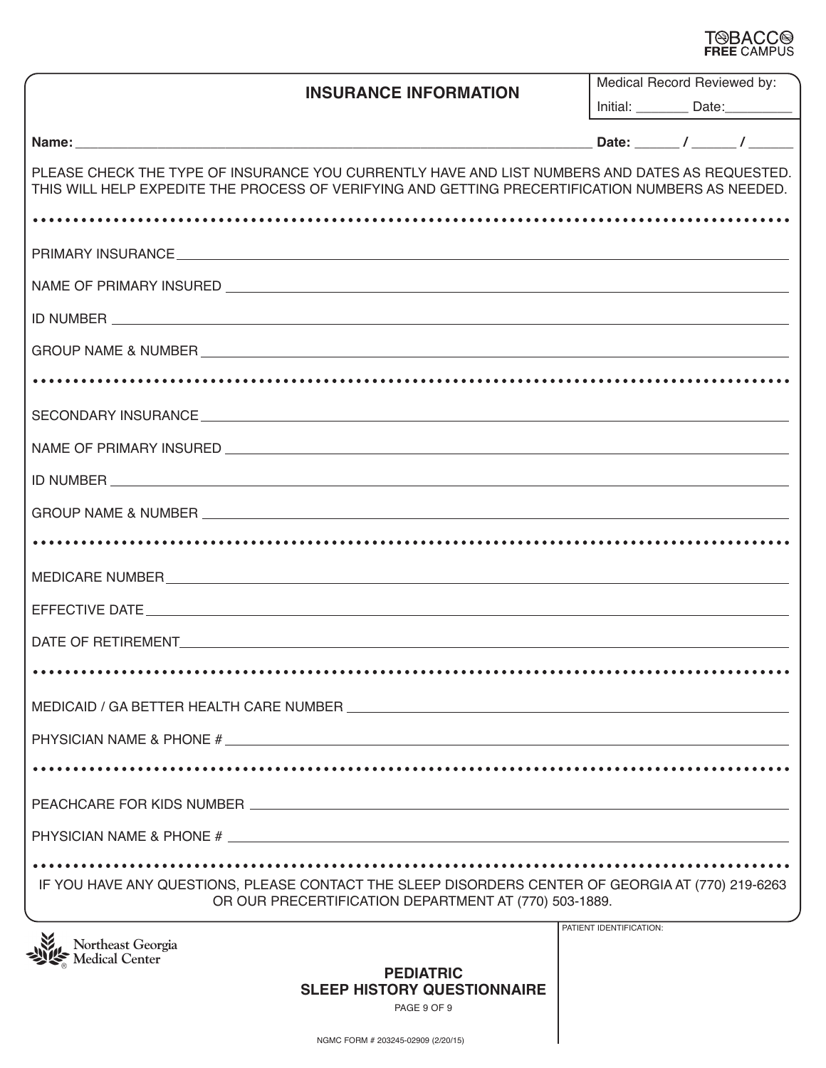TOBACCO FREE CAMPUS

## INSURANCE INFORMATION

Medical Record Reviewed by:

Initial: _______ Date:_________

**Name:** _______________________________________________ **Date:** ______ / ______ / ______

PLEASE CHECK THE TYPE OF INSURANCE YOU CURRENTLY HAVE AND LIST NUMBERS AND DATES AS REQUESTED. THIS WILL HELP EXPEDITE THE PROCESS OF VERIFYING AND GETTING PRECERTIFICATION NUMBERS AS NEEDED.

---

PRIMARY INSURANCE ____________________________________________

NAME OF PRIMARY INSURED ____________________________________________

ID NUMBER ____________________________________________

GROUP NAME & NUMBER ____________________________________________

---

SECONDARY INSURANCE ____________________________________________

NAME OF PRIMARY INSURED ____________________________________________

ID NUMBER ____________________________________________

GROUP NAME & NUMBER ____________________________________________

---

MEDICARE NUMBER ____________________________________________

EFFECTIVE DATE ____________________________________________

DATE OF RETIREMENT ____________________________________________

---

MEDICAID / GA BETTER HEALTH CARE NUMBER ____________________________________________

PHYSICIAN NAME & PHONE # ____________________________________________

---

PEACHCARE FOR KIDS NUMBER ____________________________________________

PHYSICIAN NAME & PHONE # ____________________________________________

---

IF YOU HAVE ANY QUESTIONS, PLEASE CONTACT THE SLEEP DISORDERS CENTER OF GEORGIA AT (770) 219-6263 OR OUR PRECERTIFICATION DEPARTMENT AT (770) 503-1889.

Northeast Georgia Medical Center

**PEDIATRIC SLEEP HISTORY QUESTIONNAIRE**

PATIENT IDENTIFICATION:

NGMC FORM # 203245-02909 (2/20/15)